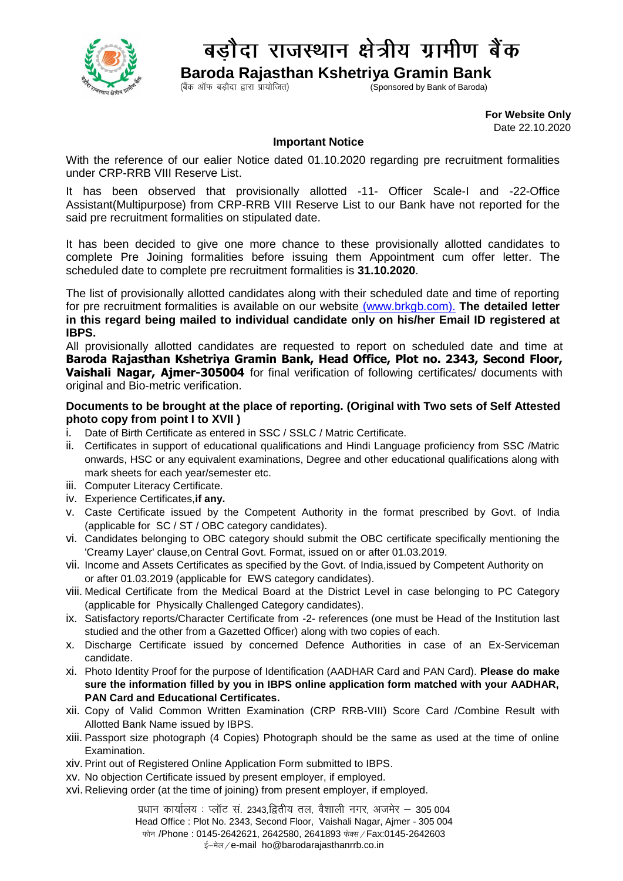# बड़ौदा राजस्थान क्षेत्रीय ग्रामीण बैंक

## Baroda Rajasthan Kshetriya Gramin Bank

(बैंक ऑफ बड़ौदा द्वारा प्रायोजित) (Sponsored by Bank of Baroda)

**For Website Only**
Date 22.10.2020

### Important Notice

With the reference of our ealier Notice dated 01.10.2020 regarding pre recruitment formalities under CRP-RRB VIII Reserve List.

It has been observed that provisionally allotted -11- Officer Scale-I and -22-Office Assistant(Multipurpose) from CRP-RRB VIII Reserve List to our Bank have not reported for the said pre recruitment formalities on stipulated date.

It has been decided to give one more chance to these provisionally allotted candidates to complete Pre Joining formalities before issuing them Appointment cum offer letter. The scheduled date to complete pre recruitment formalities is **31.10.2020**.

The list of provisionally allotted candidates along with their scheduled date and time of reporting for pre recruitment formalities is available on our website (www.brkgb.com). **The detailed letter in this regard being mailed to individual candidate only on his/her Email ID registered at IBPS.**

All provisionally allotted candidates are requested to report on scheduled date and time at **Baroda Rajasthan Kshetriya Gramin Bank, Head Office, Plot no. 2343, Second Floor, Vaishali Nagar, Ajmer-305004** for final verification of following certificates/ documents with original and Bio-metric verification.

**Documents to be brought at the place of reporting. (Original with Two sets of Self Attested photo copy from point I to XVII )**

i. Date of Birth Certificate as entered in SSC / SSLC / Matric Certificate.
ii. Certificates in support of educational qualifications and Hindi Language proficiency from SSC /Matric onwards, HSC or any equivalent examinations, Degree and other educational qualifications along with mark sheets for each year/semester etc.
iii. Computer Literacy Certificate.
iv. Experience Certificates,**if any.**
v. Caste Certificate issued by the Competent Authority in the format prescribed by Govt. of India (applicable for SC / ST / OBC category candidates).
vi. Candidates belonging to OBC category should submit the OBC certificate specifically mentioning the 'Creamy Layer' clause,on Central Govt. Format, issued on or after 01.03.2019.
vii. Income and Assets Certificates as specified by the Govt. of India,issued by Competent Authority on or after 01.03.2019 (applicable for EWS category candidates).
viii. Medical Certificate from the Medical Board at the District Level in case belonging to PC Category (applicable for Physically Challenged Category candidates).
ix. Satisfactory reports/Character Certificate from -2- references (one must be Head of the Institution last studied and the other from a Gazetted Officer) along with two copies of each.
x. Discharge Certificate issued by concerned Defence Authorities in case of an Ex-Serviceman candidate.
xi. Photo Identity Proof for the purpose of Identification (AADHAR Card and PAN Card). **Please do make sure the information filled by you in IBPS online application form matched with your AADHAR, PAN Card and Educational Certificates.**
xii. Copy of Valid Common Written Examination (CRP RRB-VIII) Score Card /Combine Result with Allotted Bank Name issued by IBPS.
xiii. Passport size photograph (4 Copies) Photograph should be the same as used at the time of online Examination.
xiv. Print out of Registered Online Application Form submitted to IBPS.
xv. No objection Certificate issued by present employer, if employed.
xvi. Relieving order (at the time of joining) from present employer, if employed.

प्रधान कार्यालय : प्लॉट सं. 2343,द्वितीय तल, वैशाली नगर, अजमेर – 305 004
Head Office : Plot No. 2343, Second Floor, Vaishali Nagar, Ajmer - 305 004
फोन /Phone : 0145-2642621, 2642580, 2641893 फेक्स / Fax:0145-2642603
ई–मेल / e-mail ho@barodarajasthanrrb.co.in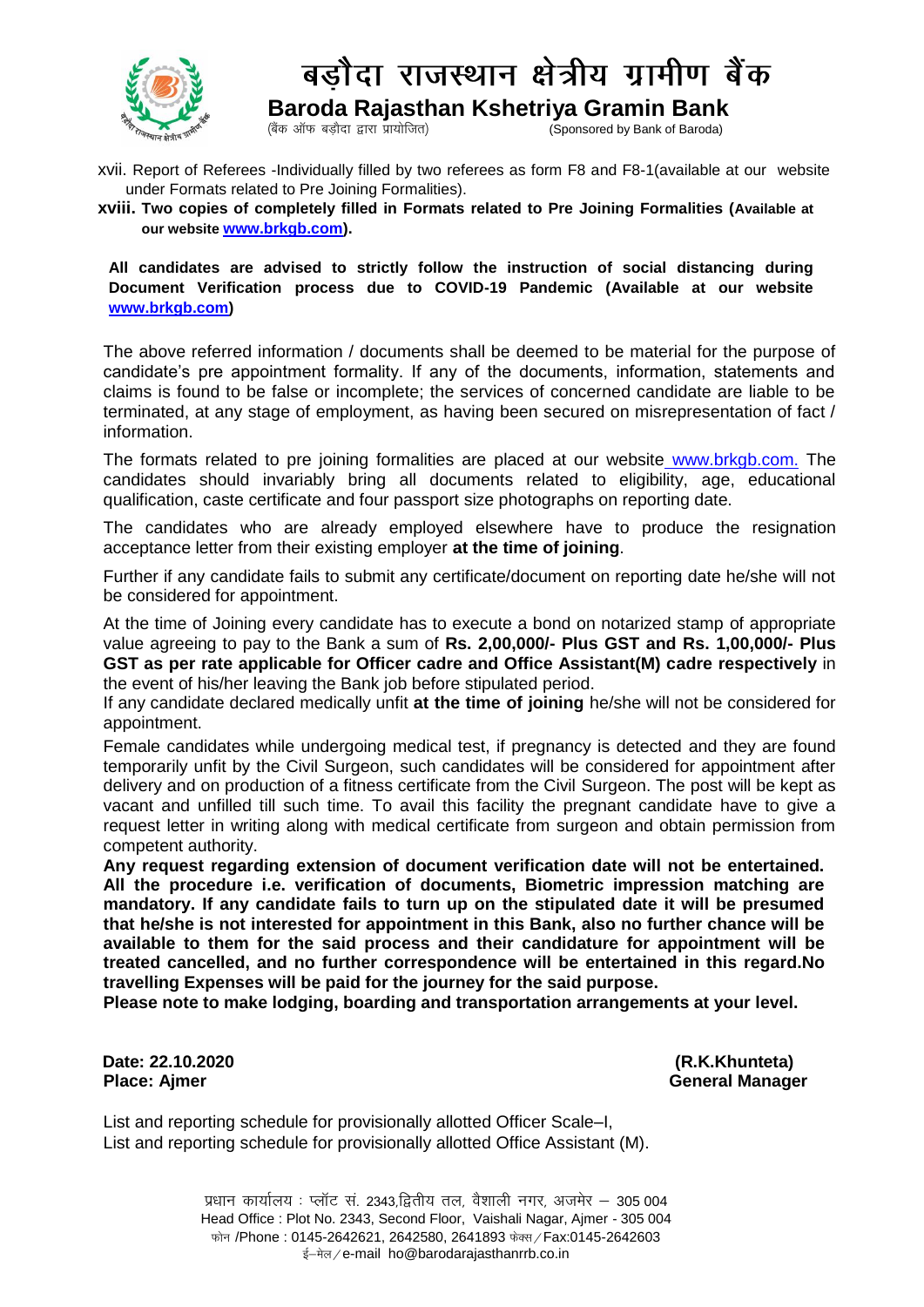# बड़ौदा राजस्थान क्षेत्रीय ग्रामीण बैंक

**Baroda Rajasthan Kshetriya Gramin Bank**

(बैंक ऑफ बड़ौदा द्वारा प्रायोजित) (Sponsored by Bank of Baroda)

xvii. Report of Referees -Individually filled by two referees as form F8 and F8-1(available at our website under Formats related to Pre Joining Formalities).

**xviii. Two copies of completely filled in Formats related to Pre Joining Formalities (Available at our website www.brkgb.com).**

**All candidates are advised to strictly follow the instruction of social distancing during Document Verification process due to COVID-19 Pandemic (Available at our website www.brkgb.com)**

The above referred information / documents shall be deemed to be material for the purpose of candidate's pre appointment formality. If any of the documents, information, statements and claims is found to be false or incomplete; the services of concerned candidate are liable to be terminated, at any stage of employment, as having been secured on misrepresentation of fact / information.

The formats related to pre joining formalities are placed at our website www.brkgb.com. The candidates should invariably bring all documents related to eligibility, age, educational qualification, caste certificate and four passport size photographs on reporting date.

The candidates who are already employed elsewhere have to produce the resignation acceptance letter from their existing employer **at the time of joining**.

Further if any candidate fails to submit any certificate/document on reporting date he/she will not be considered for appointment.

At the time of Joining every candidate has to execute a bond on notarized stamp of appropriate value agreeing to pay to the Bank a sum of **Rs. 2,00,000/- Plus GST and Rs. 1,00,000/- Plus GST as per rate applicable for Officer cadre and Office Assistant(M) cadre respectively** in the event of his/her leaving the Bank job before stipulated period.

If any candidate declared medically unfit **at the time of joining** he/she will not be considered for appointment.

Female candidates while undergoing medical test, if pregnancy is detected and they are found temporarily unfit by the Civil Surgeon, such candidates will be considered for appointment after delivery and on production of a fitness certificate from the Civil Surgeon. The post will be kept as vacant and unfilled till such time. To avail this facility the pregnant candidate have to give a request letter in writing along with medical certificate from surgeon and obtain permission from competent authority.

**Any request regarding extension of document verification date will not be entertained. All the procedure i.e. verification of documents, Biometric impression matching are mandatory. If any candidate fails to turn up on the stipulated date it will be presumed that he/she is not interested for appointment in this Bank, also no further chance will be available to them for the said process and their candidature for appointment will be treated cancelled, and no further correspondence will be entertained in this regard.No travelling Expenses will be paid for the journey for the said purpose.**

**Please note to make lodging, boarding and transportation arrangements at your level.**

**Date: 22.10.2020**
**Place: Ajmer**

**(R.K.Khunteta)**
**General Manager**

List and reporting schedule for provisionally allotted Officer Scale–I,
List and reporting schedule for provisionally allotted Office Assistant (M).

प्रधान कार्यालय : प्लॉट सं. 2343,द्वितीय तल, वैशाली नगर, अजमेर – 305 004
Head Office : Plot No. 2343, Second Floor, Vaishali Nagar, Ajmer - 305 004
फोन /Phone : 0145-2642621, 2642580, 2641893 फेक्स / Fax:0145-2642603
ई–मेल / e-mail ho@barodarajasthanrrb.co.in